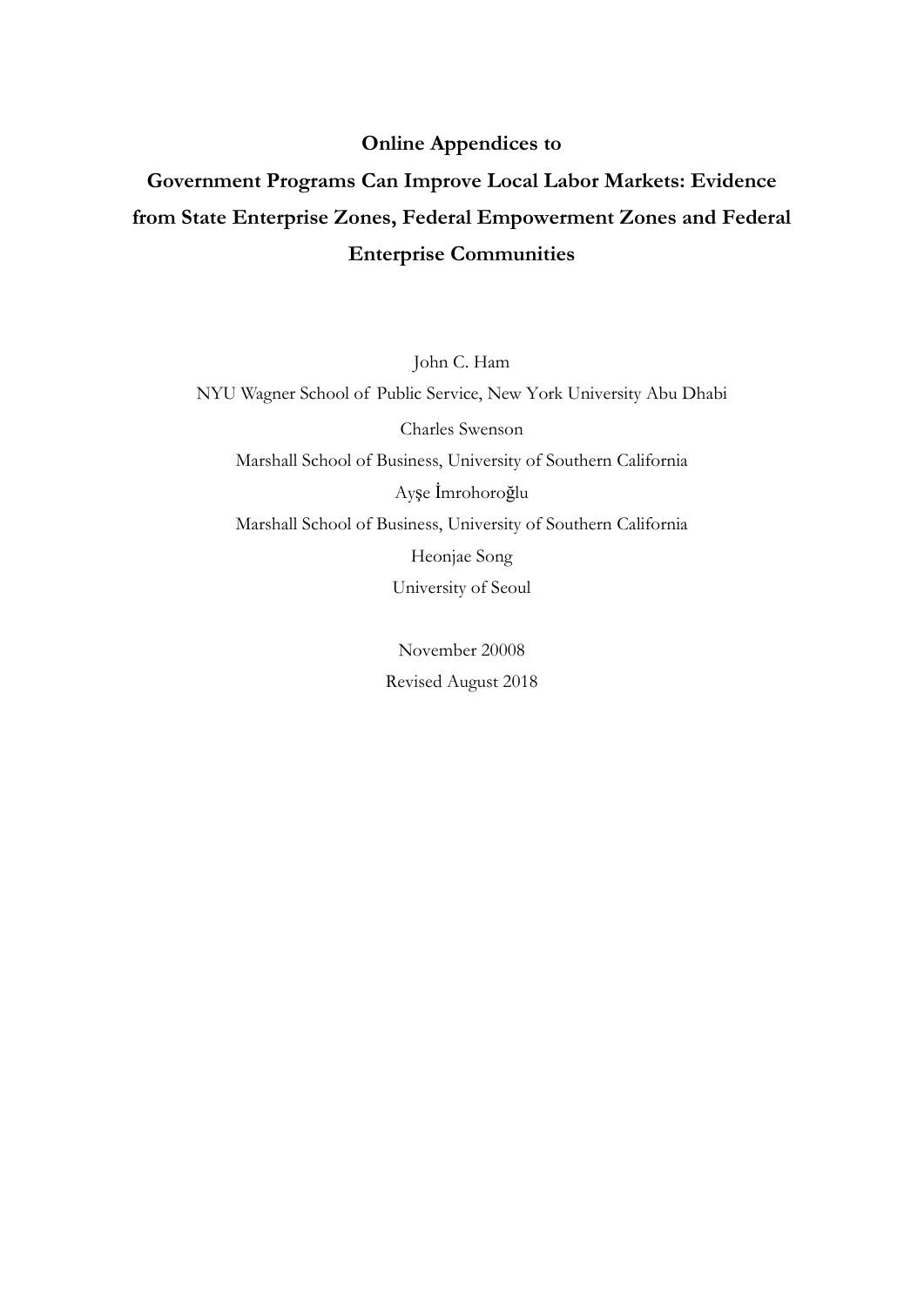# Online Appendices to

# Government Programs Can Improve Local Labor Markets: Evidence from State Enterprise Zones, Federal Empowerment Zones and Federal Enterprise Communities

John C. Ham

NYU Wagner School of Public Service, New York University Abu Dhabi

Charles Swenson

Marshall School of Business, University of Southern California

Ayşe İmrohoroğlu

Marshall School of Business, University of Southern California

Heonjae Song

University of Seoul

November 20008

Revised August 2018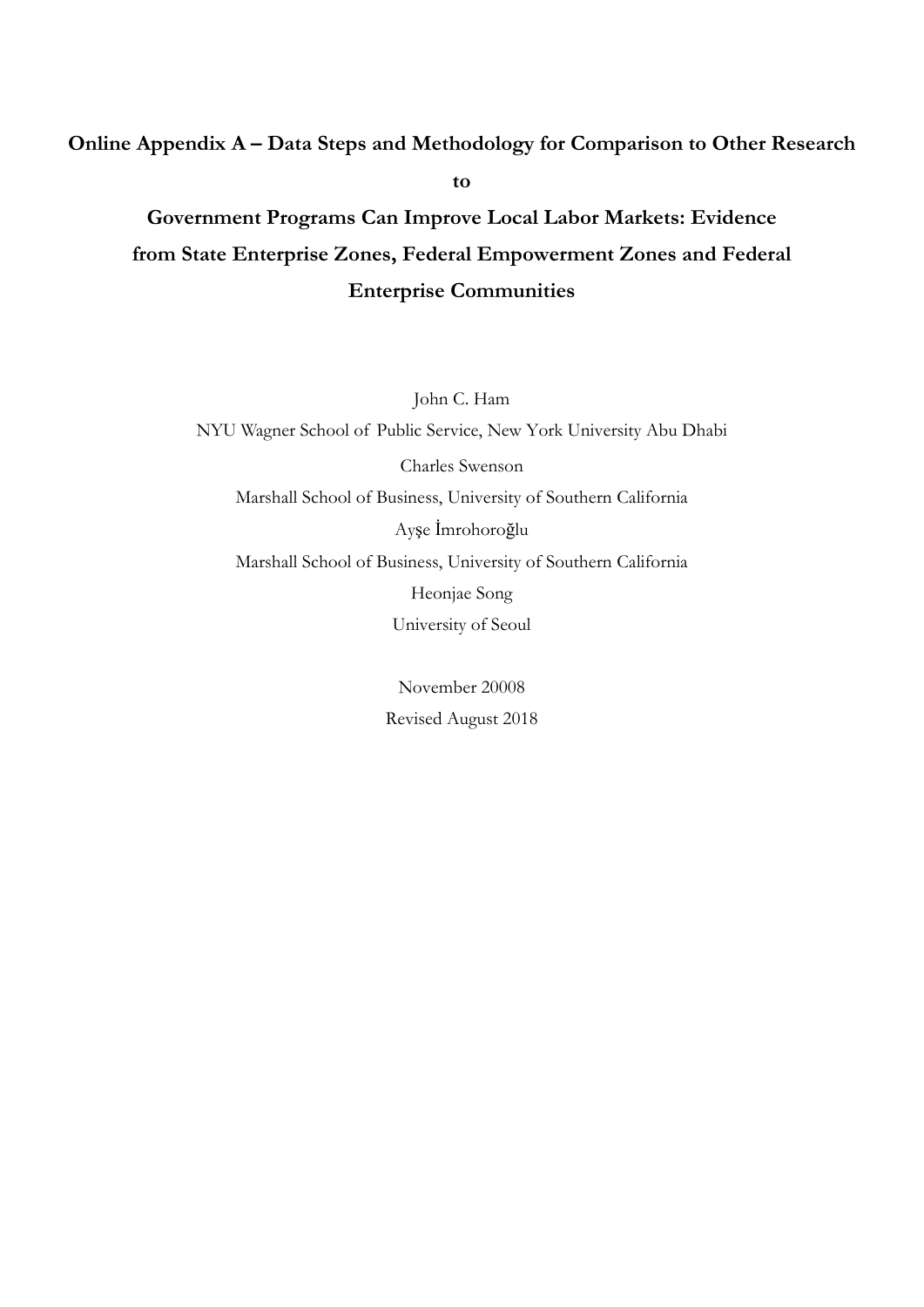**Online Appendix A – Data Steps and Methodology for Comparison to Other Research**

**to**

**Government Programs Can Improve Local Labor Markets: Evidence from State Enterprise Zones, Federal Empowerment Zones and Federal Enterprise Communities**

John C. Ham

NYU Wagner School of Public Service, New York University Abu Dhabi

Charles Swenson

Marshall School of Business, University of Southern California

Ayşe İmrohoroğlu

Marshall School of Business, University of Southern California

Heonjae Song

University of Seoul

November 20008

Revised August 2018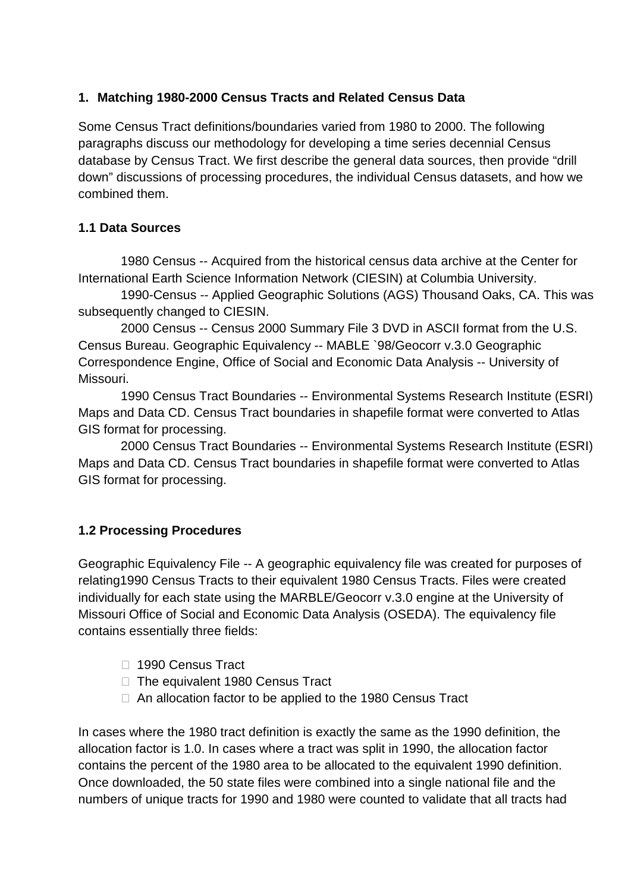## 1. Matching 1980-2000 Census Tracts and Related Census Data

Some Census Tract definitions/boundaries varied from 1980 to 2000. The following paragraphs discuss our methodology for developing a time series decennial Census database by Census Tract. We first describe the general data sources, then provide "drill down" discussions of processing procedures, the individual Census datasets, and how we combined them.

### 1.1 Data Sources

1980 Census -- Acquired from the historical census data archive at the Center for International Earth Science Information Network (CIESIN) at Columbia University.

1990-Census -- Applied Geographic Solutions (AGS) Thousand Oaks, CA. This was subsequently changed to CIESIN.

2000 Census -- Census 2000 Summary File 3 DVD in ASCII format from the U.S. Census Bureau. Geographic Equivalency -- MABLE `98/Geocorr v.3.0 Geographic Correspondence Engine, Office of Social and Economic Data Analysis -- University of Missouri.

1990 Census Tract Boundaries -- Environmental Systems Research Institute (ESRI) Maps and Data CD. Census Tract boundaries in shapefile format were converted to Atlas GIS format for processing.

2000 Census Tract Boundaries -- Environmental Systems Research Institute (ESRI) Maps and Data CD. Census Tract boundaries in shapefile format were converted to Atlas GIS format for processing.

### 1.2 Processing Procedures

Geographic Equivalency File -- A geographic equivalency file was created for purposes of relating1990 Census Tracts to their equivalent 1980 Census Tracts. Files were created individually for each state using the MARBLE/Geocorr v.3.0 engine at the University of Missouri Office of Social and Economic Data Analysis (OSEDA). The equivalency file contains essentially three fields:

- 1990 Census Tract
- The equivalent 1980 Census Tract
- An allocation factor to be applied to the 1980 Census Tract

In cases where the 1980 tract definition is exactly the same as the 1990 definition, the allocation factor is 1.0. In cases where a tract was split in 1990, the allocation factor contains the percent of the 1980 area to be allocated to the equivalent 1990 definition. Once downloaded, the 50 state files were combined into a single national file and the numbers of unique tracts for 1990 and 1980 were counted to validate that all tracts had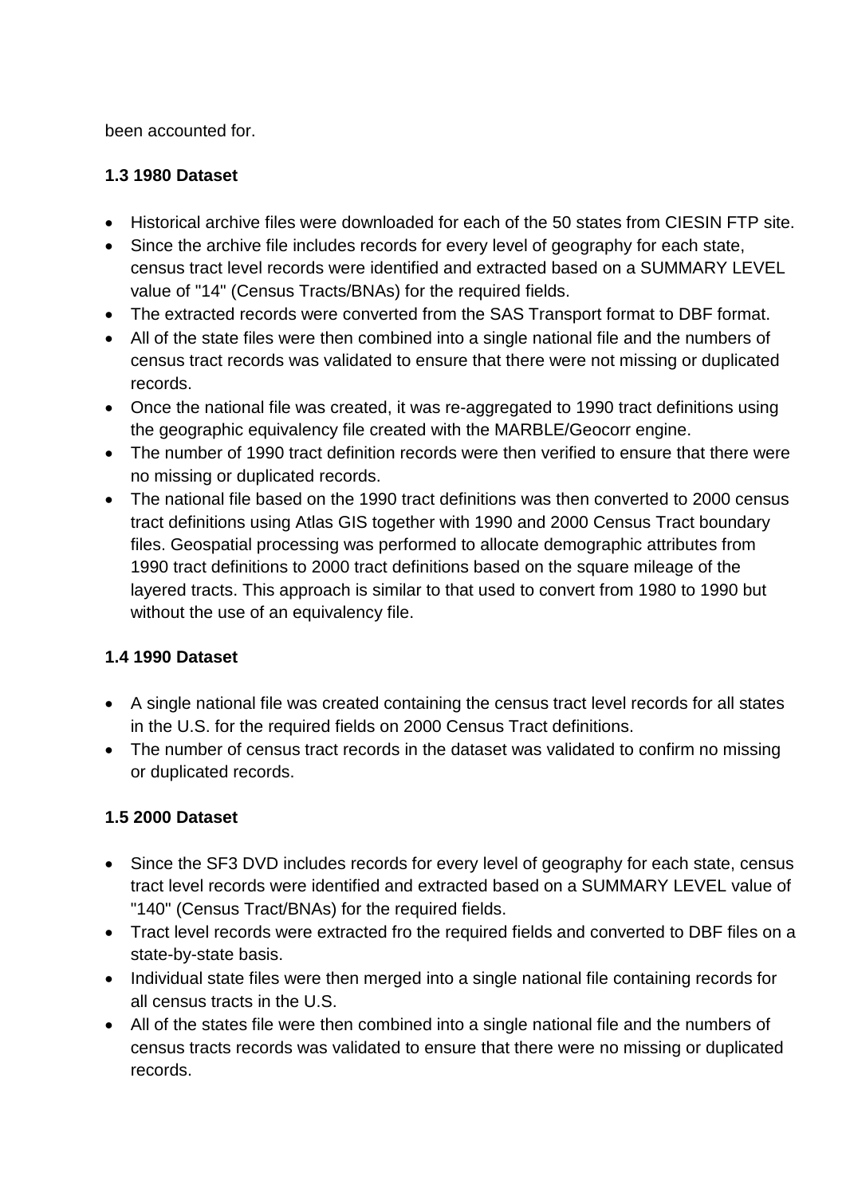been accounted for.

### 1.3 1980 Dataset

- Historical archive files were downloaded for each of the 50 states from CIESIN FTP site.
- Since the archive file includes records for every level of geography for each state, census tract level records were identified and extracted based on a SUMMARY LEVEL value of "14" (Census Tracts/BNAs) for the required fields.
- The extracted records were converted from the SAS Transport format to DBF format.
- All of the state files were then combined into a single national file and the numbers of census tract records was validated to ensure that there were not missing or duplicated records.
- Once the national file was created, it was re-aggregated to 1990 tract definitions using the geographic equivalency file created with the MARBLE/Geocorr engine.
- The number of 1990 tract definition records were then verified to ensure that there were no missing or duplicated records.
- The national file based on the 1990 tract definitions was then converted to 2000 census tract definitions using Atlas GIS together with 1990 and 2000 Census Tract boundary files. Geospatial processing was performed to allocate demographic attributes from 1990 tract definitions to 2000 tract definitions based on the square mileage of the layered tracts. This approach is similar to that used to convert from 1980 to 1990 but without the use of an equivalency file.

### 1.4 1990 Dataset

- A single national file was created containing the census tract level records for all states in the U.S. for the required fields on 2000 Census Tract definitions.
- The number of census tract records in the dataset was validated to confirm no missing or duplicated records.

### 1.5 2000 Dataset

- Since the SF3 DVD includes records for every level of geography for each state, census tract level records were identified and extracted based on a SUMMARY LEVEL value of "140" (Census Tract/BNAs) for the required fields.
- Tract level records were extracted fro the required fields and converted to DBF files on a state-by-state basis.
- Individual state files were then merged into a single national file containing records for all census tracts in the U.S.
- All of the states file were then combined into a single national file and the numbers of census tracts records was validated to ensure that there were no missing or duplicated records.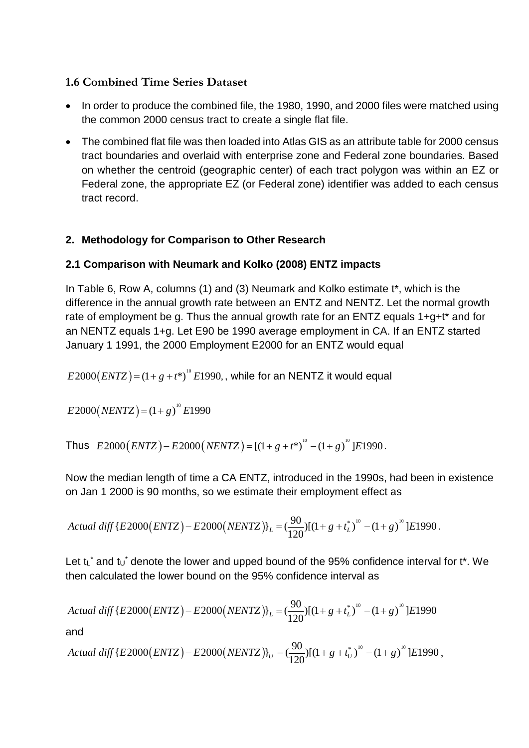### 1.6 Combined Time Series Dataset

- In order to produce the combined file, the 1980, 1990, and 2000 files were matched using the common 2000 census tract to create a single flat file.
- The combined flat file was then loaded into Atlas GIS as an attribute table for 2000 census tract boundaries and overlaid with enterprise zone and Federal zone boundaries. Based on whether the centroid (geographic center) of each tract polygon was within an EZ or Federal zone, the appropriate EZ (or Federal zone) identifier was added to each census tract record.

## 2. Methodology for Comparison to Other Research

### 2.1 Comparison with Neumark and Kolko (2008) ENTZ impacts

In Table 6, Row A, columns (1) and (3) Neumark and Kolko estimate t*, which is the difference in the annual growth rate between an ENTZ and NENTZ. Let the normal growth rate of employment be g. Thus the annual growth rate for an ENTZ equals 1+g+t* and for an NENTZ equals 1+g. Let E90 be 1990 average employment in CA. If an ENTZ started January 1 1991, the 2000 Employment E2000 for an ENTZ would equal

$E2000(ENTZ) = (1+g+t^*)^{10}\, E1990,$, while for an NENTZ it would equal

$E2000(NENTZ) = (1+g)^{10}\, E1990$

Thus $E2000(ENTZ) - E2000(NENTZ) = [(1+g+t^*)^{10} - (1+g)^{10}]E1990$.

Now the median length of time a CA ENTZ, introduced in the 1990s, had been in existence on Jan 1 2000 is 90 months, so we estimate their employment effect as

$$Actual\ diff\{E2000(ENTZ) - E2000(NENTZ)\}_L = (\frac{90}{120})[(1+g+t_L^*)^{10} - (1+g)^{10}]E1990.$$

Let $t_L^*$ and $t_U^*$ denote the lower and upped bound of the 95% confidence interval for t*. We then calculated the lower bound on the 95% confidence interval as

$$Actual\ diff\{E2000(ENTZ) - E2000(NENTZ)\}_L = (\frac{90}{120})[(1+g+t_L^*)^{10} - (1+g)^{10}]E1990$$

and

$$Actual\ diff\{E2000(ENTZ) - E2000(NENTZ)\}_U = (\frac{90}{120})[(1+g+t_U^*)^{10} - (1+g)^{10}]E1990,$$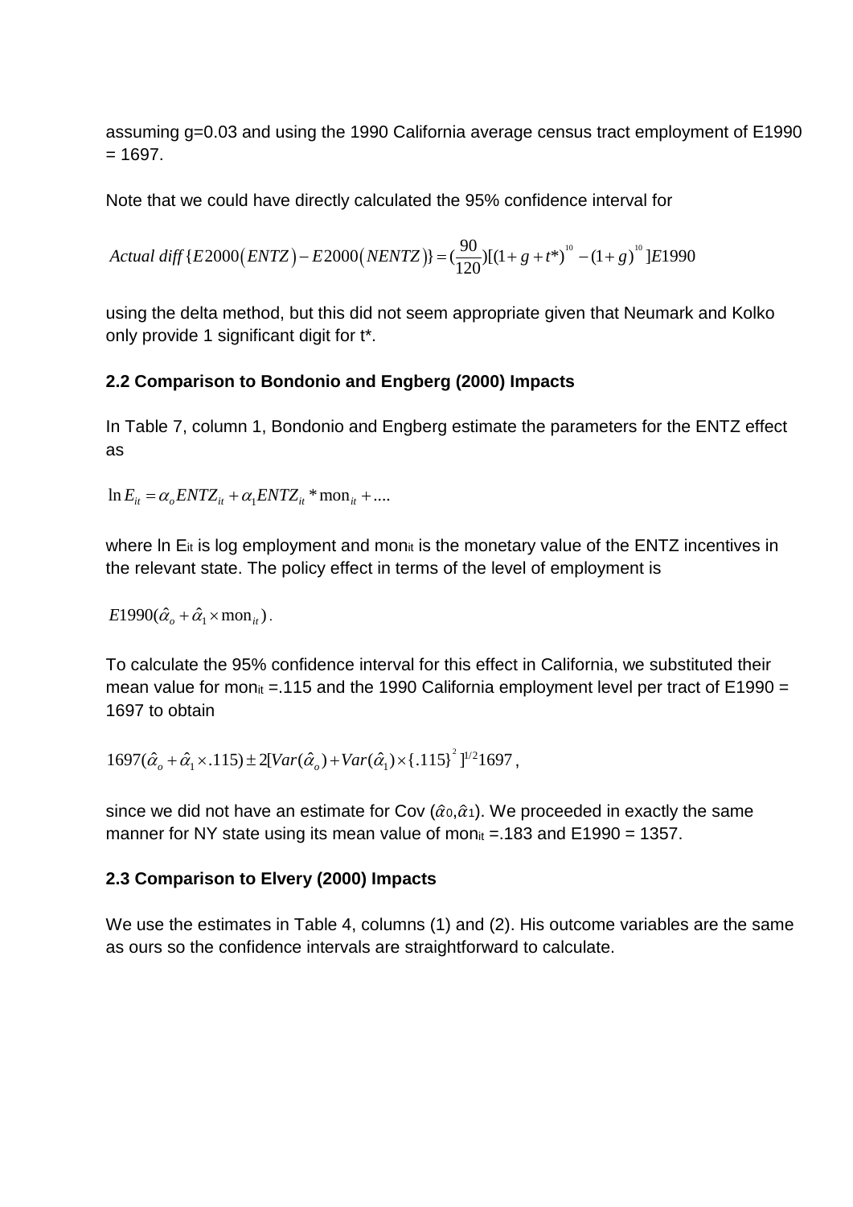assuming g=0.03 and using the 1990 California average census tract employment of E1990 = 1697.

Note that we could have directly calculated the 95% confidence interval for

$$Actual\ diff\{E2000(ENTZ) - E2000(NENTZ)\} = (\frac{90}{120})[(1+g+t^*)^{10} - (1+g)^{10}]E1990$$

using the delta method, but this did not seem appropriate given that Neumark and Kolko only provide 1 significant digit for t*.

### 2.2 Comparison to Bondonio and Engberg (2000) Impacts

In Table 7, column 1, Bondonio and Engberg estimate the parameters for the ENTZ effect as

$$\ln E_{it} = \alpha_o ENTZ_{it} + \alpha_1 ENTZ_{it} * \text{mon}_{it} + ....$$

where ln $E_{it}$ is log employment and $\text{mon}_{it}$ is the monetary value of the ENTZ incentives in the relevant state. The policy effect in terms of the level of employment is

$$E1990(\hat{\alpha}_o + \hat{\alpha}_1 \times \text{mon}_{it}).$$

To calculate the 95% confidence interval for this effect in California, we substituted their mean value for $\text{mon}_{it}$ =.115 and the 1990 California employment level per tract of E1990 = 1697 to obtain

$$1697(\hat{\alpha}_o + \hat{\alpha}_1 \times .115) \pm 2[Var(\hat{\alpha}_o) + Var(\hat{\alpha}_1) \times \{.115\}^2]^{1/2}1697,$$

since we did not have an estimate for Cov ($\hat{\alpha}_0$,$\hat{\alpha}_1$). We proceeded in exactly the same manner for NY state using its mean value of $\text{mon}_{it}$ =.183 and E1990 = 1357.

### 2.3 Comparison to Elvery (2000) Impacts

We use the estimates in Table 4, columns (1) and (2). His outcome variables are the same as ours so the confidence intervals are straightforward to calculate.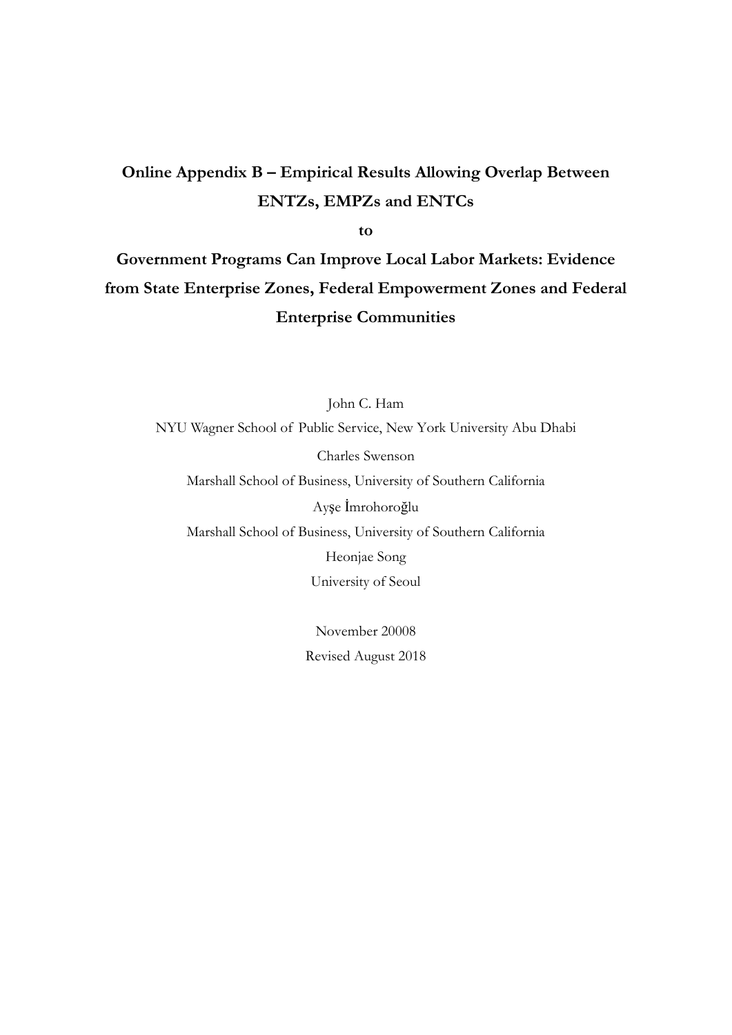# Online Appendix B – Empirical Results Allowing Overlap Between ENTZs, EMPZs and ENTCs

**to**

# Government Programs Can Improve Local Labor Markets: Evidence from State Enterprise Zones, Federal Empowerment Zones and Federal Enterprise Communities

John C. Ham

NYU Wagner School of Public Service, New York University Abu Dhabi

Charles Swenson

Marshall School of Business, University of Southern California

Ayşe İmrohoroğlu

Marshall School of Business, University of Southern California

Heonjae Song

University of Seoul

November 20008

Revised August 2018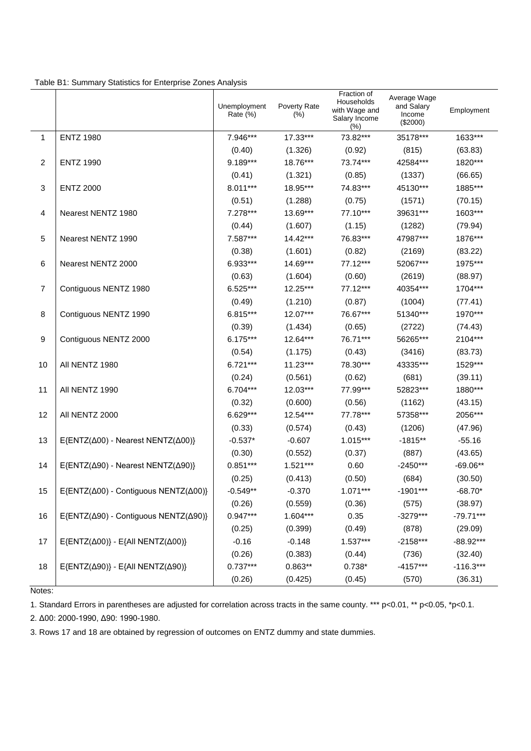Table B1: Summary Statistics for Enterprise Zones Analysis

| | | Unemployment Rate (%) | Poverty Rate (%) | Fraction of Households with Wage and Salary Income (%) | Average Wage and Salary Income ($2000) | Employment |
|---|---|---|---|---|---|---|
| 1 | ENTZ 1980 | 7.946*** | 17.33*** | 73.82*** | 35178*** | 1633*** |
| | | (0.40) | (1.326) | (0.92) | (815) | (63.83) |
| 2 | ENTZ 1990 | 9.189*** | 18.76*** | 73.74*** | 42584*** | 1820*** |
| | | (0.41) | (1.321) | (0.85) | (1337) | (66.65) |
| 3 | ENTZ 2000 | 8.011*** | 18.95*** | 74.83*** | 45130*** | 1885*** |
| | | (0.51) | (1.288) | (0.75) | (1571) | (70.15) |
| 4 | Nearest NENTZ 1980 | 7.278*** | 13.69*** | 77.10*** | 39631*** | 1603*** |
| | | (0.44) | (1.607) | (1.15) | (1282) | (79.94) |
| 5 | Nearest NENTZ 1990 | 7.587*** | 14.42*** | 76.83*** | 47987*** | 1876*** |
| | | (0.38) | (1.601) | (0.82) | (2169) | (83.22) |
| 6 | Nearest NENTZ 2000 | 6.933*** | 14.69*** | 77.12*** | 52067*** | 1975*** |
| | | (0.63) | (1.604) | (0.60) | (2619) | (88.97) |
| 7 | Contiguous NENTZ 1980 | 6.525*** | 12.25*** | 77.12*** | 40354*** | 1704*** |
| | | (0.49) | (1.210) | (0.87) | (1004) | (77.41) |
| 8 | Contiguous NENTZ 1990 | 6.815*** | 12.07*** | 76.67*** | 51340*** | 1970*** |
| | | (0.39) | (1.434) | (0.65) | (2722) | (74.43) |
| 9 | Contiguous NENTZ 2000 | 6.175*** | 12.64*** | 76.71*** | 56265*** | 2104*** |
| | | (0.54) | (1.175) | (0.43) | (3416) | (83.73) |
| 10 | All NENTZ 1980 | 6.721*** | 11.23*** | 78.30*** | 43335*** | 1529*** |
| | | (0.24) | (0.561) | (0.62) | (681) | (39.11) |
| 11 | All NENTZ 1990 | 6.704*** | 12.03*** | 77.99*** | 52823*** | 1880*** |
| | | (0.32) | (0.600) | (0.56) | (1162) | (43.15) |
| 12 | All NENTZ 2000 | 6.629*** | 12.54*** | 77.78*** | 57358*** | 2056*** |
| | | (0.33) | (0.574) | (0.43) | (1206) | (47.96) |
| 13 | E{ENTZ(Δ00) - Nearest NENTZ(Δ00)} | -0.537* | -0.607 | 1.015*** | -1815** | -55.16 |
| | | (0.30) | (0.552) | (0.37) | (887) | (43.65) |
| 14 | E{ENTZ(Δ90) - Nearest NENTZ(Δ90)} | 0.851*** | 1.521*** | 0.60 | -2450*** | -69.06** |
| | | (0.25) | (0.413) | (0.50) | (684) | (30.50) |
| 15 | E{ENTZ(Δ00) - Contiguous NENTZ(Δ00)} | -0.549** | -0.370 | 1.071*** | -1901*** | -68.70* |
| | | (0.26) | (0.559) | (0.36) | (575) | (38.97) |
| 16 | E{ENTZ(Δ90) - Contiguous NENTZ(Δ90)} | 0.947*** | 1.604*** | 0.35 | -3279*** | -79.71*** |
| | | (0.25) | (0.399) | (0.49) | (878) | (29.09) |
| 17 | E{ENTZ(Δ00)} - E{All NENTZ(Δ00)} | -0.16 | -0.148 | 1.537*** | -2158*** | -88.92*** |
| | | (0.26) | (0.383) | (0.44) | (736) | (32.40) |
| 18 | E{ENTZ(Δ90)} - E{All NENTZ(Δ90)} | 0.737*** | 0.863** | 0.738* | -4157*** | -116.3*** |
| | | (0.26) | (0.425) | (0.45) | (570) | (36.31) |

Notes:

1. Standard Errors in parentheses are adjusted for correlation across tracts in the same county. *** p<0.01, ** p<0.05, *p<0.1.

2. Δ00: 2000-1990, Δ90: 1990-1980.

3. Rows 17 and 18 are obtained by regression of outcomes on ENTZ dummy and state dummies.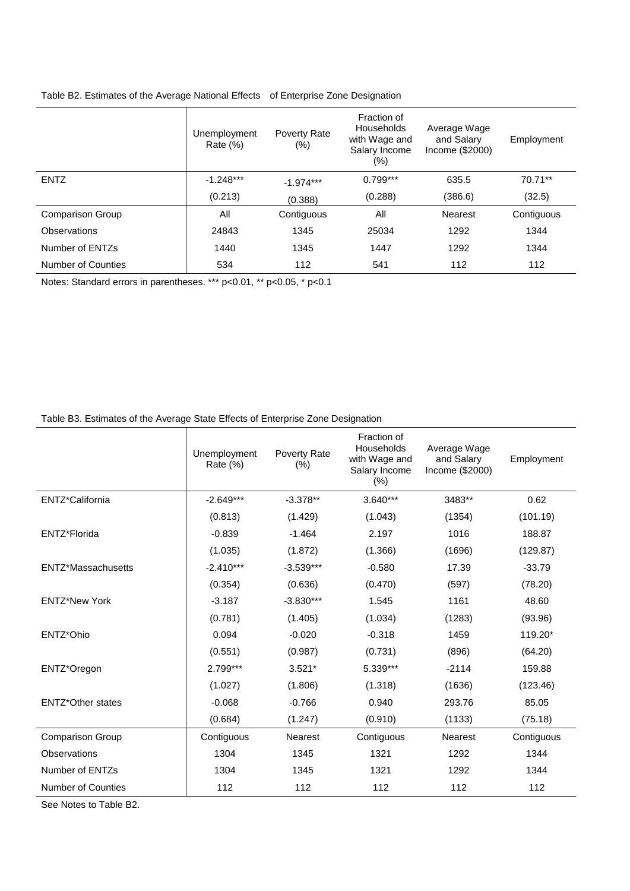Table B2. Estimates of the Average National Effects of Enterprise Zone Designation

| | Unemployment Rate (%) | Poverty Rate (%) | Fraction of Households with Wage and Salary Income (%) | Average Wage and Salary Income ($2000) | Employment |
|---|---|---|---|---|---|
| ENTZ | -1.248*** | -1.974*** | 0.799*** | 635.5 | 70.71** |
| | (0.213) | (0.388) | (0.288) | (386.6) | (32.5) |
| Comparison Group | All | Contiguous | All | Nearest | Contiguous |
| Observations | 24843 | 1345 | 25034 | 1292 | 1344 |
| Number of ENTZs | 1440 | 1345 | 1447 | 1292 | 1344 |
| Number of Counties | 534 | 112 | 541 | 112 | 112 |

Notes: Standard errors in parentheses. *** p<0.01, ** p<0.05, * p<0.1

Table B3. Estimates of the Average State Effects of Enterprise Zone Designation

| | Unemployment Rate (%) | Poverty Rate (%) | Fraction of Households with Wage and Salary Income (%) | Average Wage and Salary Income ($2000) | Employment |
|---|---|---|---|---|---|
| ENTZ*California | -2.649*** | -3.378** | 3.640*** | 3483** | 0.62 |
| | (0.813) | (1.429) | (1.043) | (1354) | (101.19) |
| ENTZ*Florida | -0.839 | -1.464 | 2.197 | 1016 | 188.87 |
| | (1.035) | (1.872) | (1.366) | (1696) | (129.87) |
| ENTZ*Massachusetts | -2.410*** | -3.539*** | -0.580 | 17.39 | -33.79 |
| | (0.354) | (0.636) | (0.470) | (597) | (78.20) |
| ENTZ*New York | -3.187 | -3.830*** | 1.545 | 1161 | 48.60 |
| | (0.781) | (1.405) | (1.034) | (1283) | (93.96) |
| ENTZ*Ohio | 0.094 | -0.020 | -0.318 | 1459 | 119.20* |
| | (0.551) | (0.987) | (0.731) | (896) | (64.20) |
| ENTZ*Oregon | 2.799*** | 3.521* | 5.339*** | -2114 | 159.88 |
| | (1.027) | (1.806) | (1.318) | (1636) | (123.46) |
| ENTZ*Other states | -0.068 | -0.766 | 0.940 | 293.76 | 85.05 |
| | (0.684) | (1.247) | (0.910) | (1133) | (75.18) |
| Comparison Group | Contiguous | Nearest | Contiguous | Nearest | Contiguous |
| Observations | 1304 | 1345 | 1321 | 1292 | 1344 |
| Number of ENTZs | 1304 | 1345 | 1321 | 1292 | 1344 |
| Number of Counties | 112 | 112 | 112 | 112 | 112 |

See Notes to Table B2.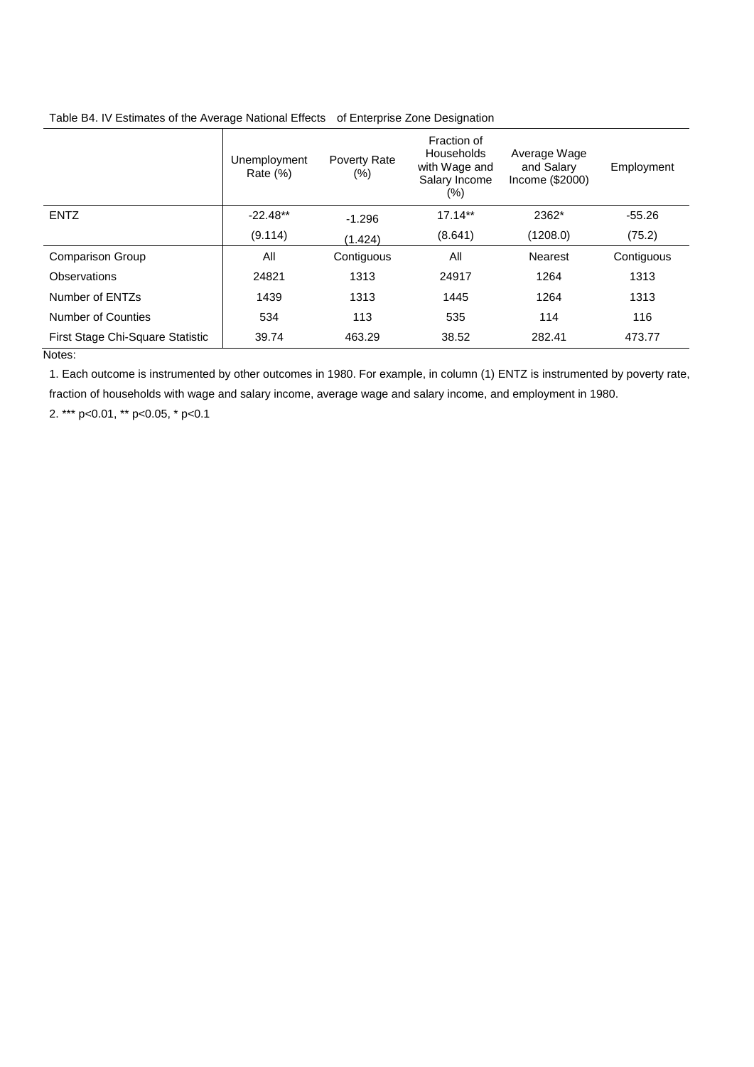Table B4. IV Estimates of the Average National Effects of Enterprise Zone Designation

| | Unemployment Rate (%) | Poverty Rate (%) | Fraction of Households with Wage and Salary Income (%) | Average Wage and Salary Income ($2000) | Employment |
|---|---|---|---|---|---|
| ENTZ | -22.48** | -1.296 | 17.14** | 2362* | -55.26 |
| | (9.114) | (1.424) | (8.641) | (1208.0) | (75.2) |
| Comparison Group | All | Contiguous | All | Nearest | Contiguous |
| Observations | 24821 | 1313 | 24917 | 1264 | 1313 |
| Number of ENTZs | 1439 | 1313 | 1445 | 1264 | 1313 |
| Number of Counties | 534 | 113 | 535 | 114 | 116 |
| First Stage Chi-Square Statistic | 39.74 | 463.29 | 38.52 | 282.41 | 473.77 |

Notes:

1. Each outcome is instrumented by other outcomes in 1980. For example, in column (1) ENTZ is instrumented by poverty rate, fraction of households with wage and salary income, average wage and salary income, and employment in 1980.

2. *** $p<0.01$, ** $p<0.05$, * $p<0.1$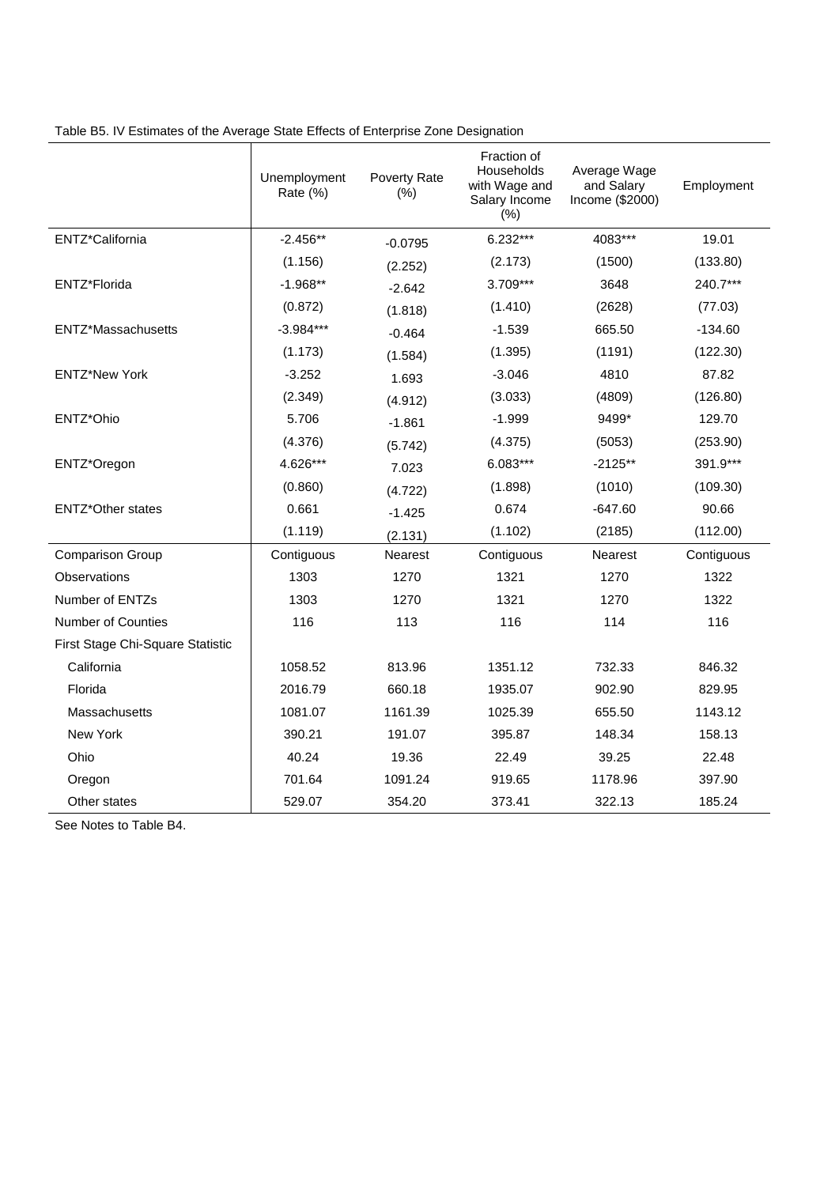Table B5. IV Estimates of the Average State Effects of Enterprise Zone Designation

| | Unemployment Rate (%) | Poverty Rate (%) | Fraction of Households with Wage and Salary Income (%) | Average Wage and Salary Income ($2000) | Employment |
|---|---|---|---|---|---|
| ENTZ*California | -2.456** | -0.0795 | 6.232*** | 4083*** | 19.01 |
| | (1.156) | (2.252) | (2.173) | (1500) | (133.80) |
| ENTZ*Florida | -1.968** | -2.642 | 3.709*** | 3648 | 240.7*** |
| | (0.872) | (1.818) | (1.410) | (2628) | (77.03) |
| ENTZ*Massachusetts | -3.984*** | -0.464 | -1.539 | 665.50 | -134.60 |
| | (1.173) | (1.584) | (1.395) | (1191) | (122.30) |
| ENTZ*New York | -3.252 | 1.693 | -3.046 | 4810 | 87.82 |
| | (2.349) | (4.912) | (3.033) | (4809) | (126.80) |
| ENTZ*Ohio | 5.706 | -1.861 | -1.999 | 9499* | 129.70 |
| | (4.376) | (5.742) | (4.375) | (5053) | (253.90) |
| ENTZ*Oregon | 4.626*** | 7.023 | 6.083*** | -2125** | 391.9*** |
| | (0.860) | (4.722) | (1.898) | (1010) | (109.30) |
| ENTZ*Other states | 0.661 | -1.425 | 0.674 | -647.60 | 90.66 |
| | (1.119) | (2.131) | (1.102) | (2185) | (112.00) |
| Comparison Group | Contiguous | Nearest | Contiguous | Nearest | Contiguous |
| Observations | 1303 | 1270 | 1321 | 1270 | 1322 |
| Number of ENTZs | 1303 | 1270 | 1321 | 1270 | 1322 |
| Number of Counties | 116 | 113 | 116 | 114 | 116 |
| First Stage Chi-Square Statistic | | | | | |
| California | 1058.52 | 813.96 | 1351.12 | 732.33 | 846.32 |
| Florida | 2016.79 | 660.18 | 1935.07 | 902.90 | 829.95 |
| Massachusetts | 1081.07 | 1161.39 | 1025.39 | 655.50 | 1143.12 |
| New York | 390.21 | 191.07 | 395.87 | 148.34 | 158.13 |
| Ohio | 40.24 | 19.36 | 22.49 | 39.25 | 22.48 |
| Oregon | 701.64 | 1091.24 | 919.65 | 1178.96 | 397.90 |
| Other states | 529.07 | 354.20 | 373.41 | 322.13 | 185.24 |

See Notes to Table B4.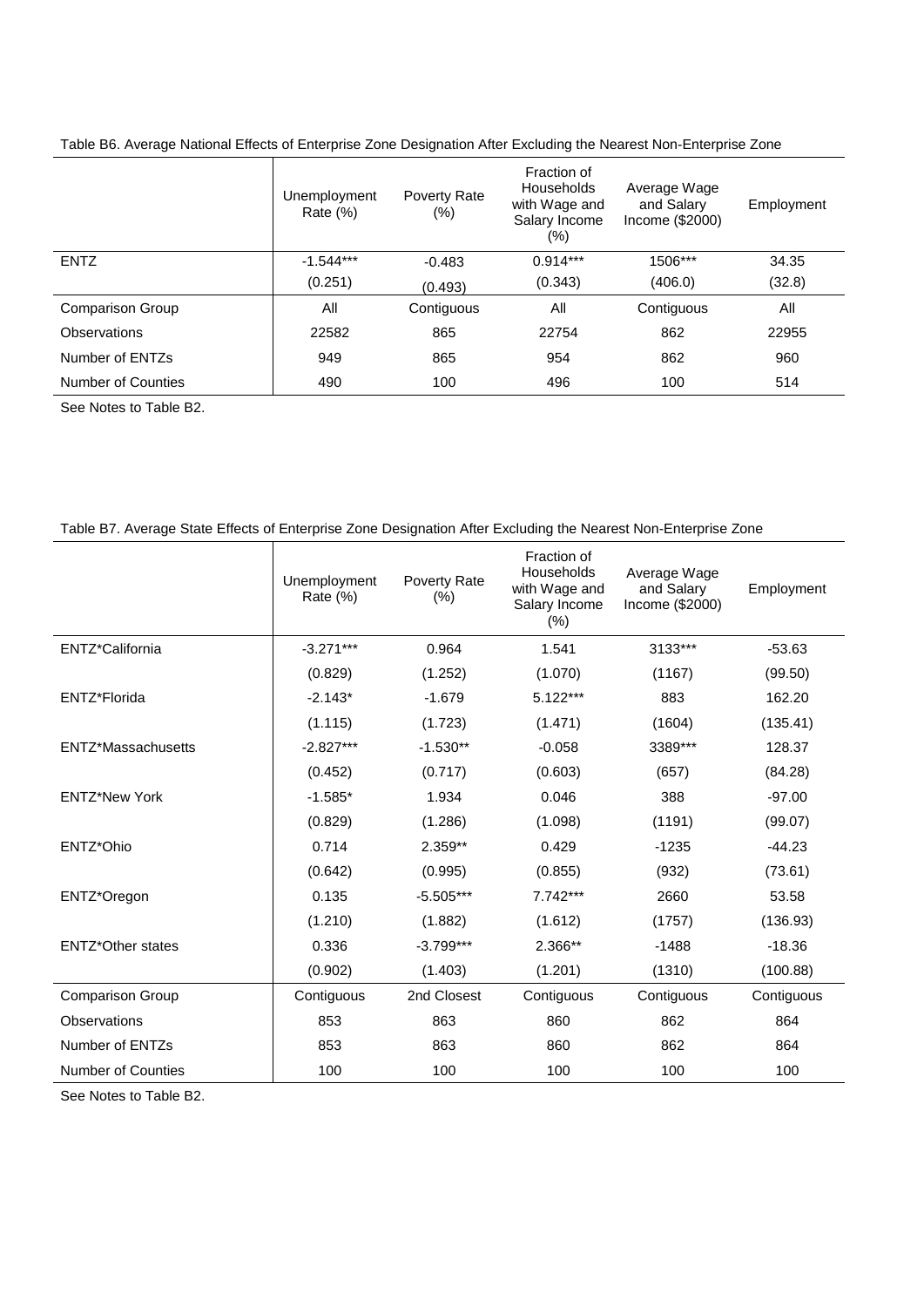Table B6. Average National Effects of Enterprise Zone Designation After Excluding the Nearest Non-Enterprise Zone

| | Unemployment Rate (%) | Poverty Rate (%) | Fraction of Households with Wage and Salary Income (%) | Average Wage and Salary Income ($2000) | Employment |
|---|---|---|---|---|---|
| ENTZ | -1.544*** | -0.483 | 0.914*** | 1506*** | 34.35 |
| | (0.251) | (0.493) | (0.343) | (406.0) | (32.8) |
| Comparison Group | All | Contiguous | All | Contiguous | All |
| Observations | 22582 | 865 | 22754 | 862 | 22955 |
| Number of ENTZs | 949 | 865 | 954 | 862 | 960 |
| Number of Counties | 490 | 100 | 496 | 100 | 514 |

See Notes to Table B2.

Table B7. Average State Effects of Enterprise Zone Designation After Excluding the Nearest Non-Enterprise Zone

| | Unemployment Rate (%) | Poverty Rate (%) | Fraction of Households with Wage and Salary Income (%) | Average Wage and Salary Income ($2000) | Employment |
|---|---|---|---|---|---|
| ENTZ*California | -3.271*** | 0.964 | 1.541 | 3133*** | -53.63 |
| | (0.829) | (1.252) | (1.070) | (1167) | (99.50) |
| ENTZ*Florida | -2.143* | -1.679 | 5.122*** | 883 | 162.20 |
| | (1.115) | (1.723) | (1.471) | (1604) | (135.41) |
| ENTZ*Massachusetts | -2.827*** | -1.530** | -0.058 | 3389*** | 128.37 |
| | (0.452) | (0.717) | (0.603) | (657) | (84.28) |
| ENTZ*New York | -1.585* | 1.934 | 0.046 | 388 | -97.00 |
| | (0.829) | (1.286) | (1.098) | (1191) | (99.07) |
| ENTZ*Ohio | 0.714 | 2.359** | 0.429 | -1235 | -44.23 |
| | (0.642) | (0.995) | (0.855) | (932) | (73.61) |
| ENTZ*Oregon | 0.135 | -5.505*** | 7.742*** | 2660 | 53.58 |
| | (1.210) | (1.882) | (1.612) | (1757) | (136.93) |
| ENTZ*Other states | 0.336 | -3.799*** | 2.366** | -1488 | -18.36 |
| | (0.902) | (1.403) | (1.201) | (1310) | (100.88) |
| Comparison Group | Contiguous | 2nd Closest | Contiguous | Contiguous | Contiguous |
| Observations | 853 | 863 | 860 | 862 | 864 |
| Number of ENTZs | 853 | 863 | 860 | 862 | 864 |
| Number of Counties | 100 | 100 | 100 | 100 | 100 |

See Notes to Table B2.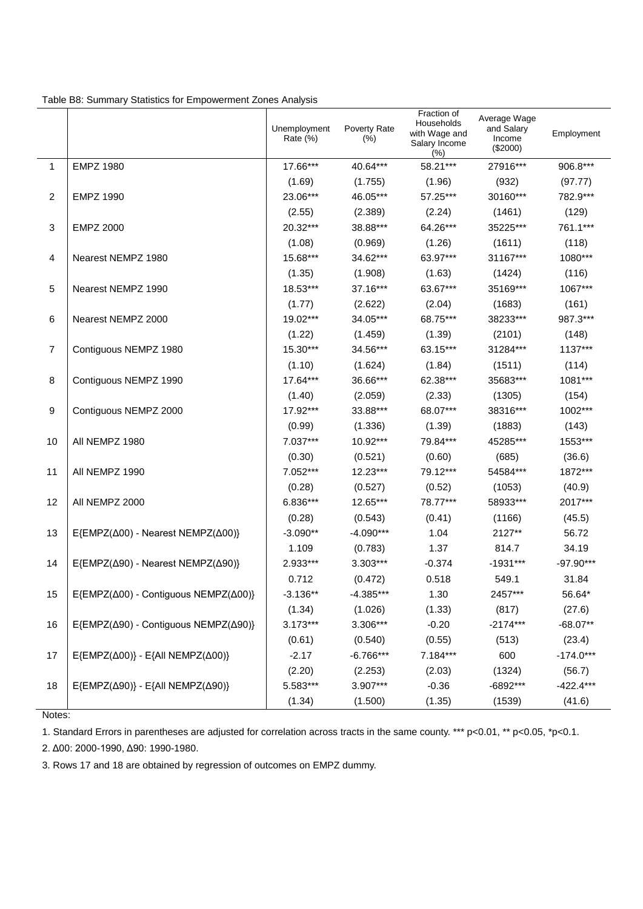Table B8: Summary Statistics for Empowerment Zones Analysis

| | | Unemployment Rate (%) | Poverty Rate (%) | Fraction of Households with Wage and Salary Income (%) | Average Wage and Salary Income ($2000) | Employment |
|---|---|---|---|---|---|---|
| 1 | EMPZ 1980 | 17.66*** | 40.64*** | 58.21*** | 27916*** | 906.8*** |
| | | (1.69) | (1.755) | (1.96) | (932) | (97.77) |
| 2 | EMPZ 1990 | 23.06*** | 46.05*** | 57.25*** | 30160*** | 782.9*** |
| | | (2.55) | (2.389) | (2.24) | (1461) | (129) |
| 3 | EMPZ 2000 | 20.32*** | 38.88*** | 64.26*** | 35225*** | 761.1*** |
| | | (1.08) | (0.969) | (1.26) | (1611) | (118) |
| 4 | Nearest NEMPZ 1980 | 15.68*** | 34.62*** | 63.97*** | 31167*** | 1080*** |
| | | (1.35) | (1.908) | (1.63) | (1424) | (116) |
| 5 | Nearest NEMPZ 1990 | 18.53*** | 37.16*** | 63.67*** | 35169*** | 1067*** |
| | | (1.77) | (2.622) | (2.04) | (1683) | (161) |
| 6 | Nearest NEMPZ 2000 | 19.02*** | 34.05*** | 68.75*** | 38233*** | 987.3*** |
| | | (1.22) | (1.459) | (1.39) | (2101) | (148) |
| 7 | Contiguous NEMPZ 1980 | 15.30*** | 34.56*** | 63.15*** | 31284*** | 1137*** |
| | | (1.10) | (1.624) | (1.84) | (1511) | (114) |
| 8 | Contiguous NEMPZ 1990 | 17.64*** | 36.66*** | 62.38*** | 35683*** | 1081*** |
| | | (1.40) | (2.059) | (2.33) | (1305) | (154) |
| 9 | Contiguous NEMPZ 2000 | 17.92*** | 33.88*** | 68.07*** | 38316*** | 1002*** |
| | | (0.99) | (1.336) | (1.39) | (1883) | (143) |
| 10 | All NEMPZ 1980 | 7.037*** | 10.92*** | 79.84*** | 45285*** | 1553*** |
| | | (0.30) | (0.521) | (0.60) | (685) | (36.6) |
| 11 | All NEMPZ 1990 | 7.052*** | 12.23*** | 79.12*** | 54584*** | 1872*** |
| | | (0.28) | (0.527) | (0.52) | (1053) | (40.9) |
| 12 | All NEMPZ 2000 | 6.836*** | 12.65*** | 78.77*** | 58933*** | 2017*** |
| | | (0.28) | (0.543) | (0.41) | (1166) | (45.5) |
| 13 | E{EMPZ(Δ00) - Nearest NEMPZ(Δ00)} | -3.090** | -4.090*** | 1.04 | 2127** | 56.72 |
| | | 1.109 | (0.783) | 1.37 | 814.7 | 34.19 |
| 14 | E{EMPZ(Δ90) - Nearest NEMPZ(Δ90)} | 2.933*** | 3.303*** | -0.374 | -1931*** | -97.90*** |
| | | 0.712 | (0.472) | 0.518 | 549.1 | 31.84 |
| 15 | E{EMPZ(Δ00) - Contiguous NEMPZ(Δ00)} | -3.136** | -4.385*** | 1.30 | 2457*** | 56.64* |
| | | (1.34) | (1.026) | (1.33) | (817) | (27.6) |
| 16 | E{EMPZ(Δ90) - Contiguous NEMPZ(Δ90)} | 3.173*** | 3.306*** | -0.20 | -2174*** | -68.07** |
| | | (0.61) | (0.540) | (0.55) | (513) | (23.4) |
| 17 | E{EMPZ(Δ00)} - E{All NEMPZ(Δ00)} | -2.17 | -6.766*** | 7.184*** | 600 | -174.0*** |
| | | (2.20) | (2.253) | (2.03) | (1324) | (56.7) |
| 18 | E{EMPZ(Δ90)} - E{All NEMPZ(Δ90)} | 5.583*** | 3.907*** | -0.36 | -6892*** | -422.4*** |
| | | (1.34) | (1.500) | (1.35) | (1539) | (41.6) |

Notes:

1. Standard Errors in parentheses are adjusted for correlation across tracts in the same county. *** p<0.01, ** p<0.05, *p<0.1.

2. Δ00: 2000-1990, Δ90: 1990-1980.

3. Rows 17 and 18 are obtained by regression of outcomes on EMPZ dummy.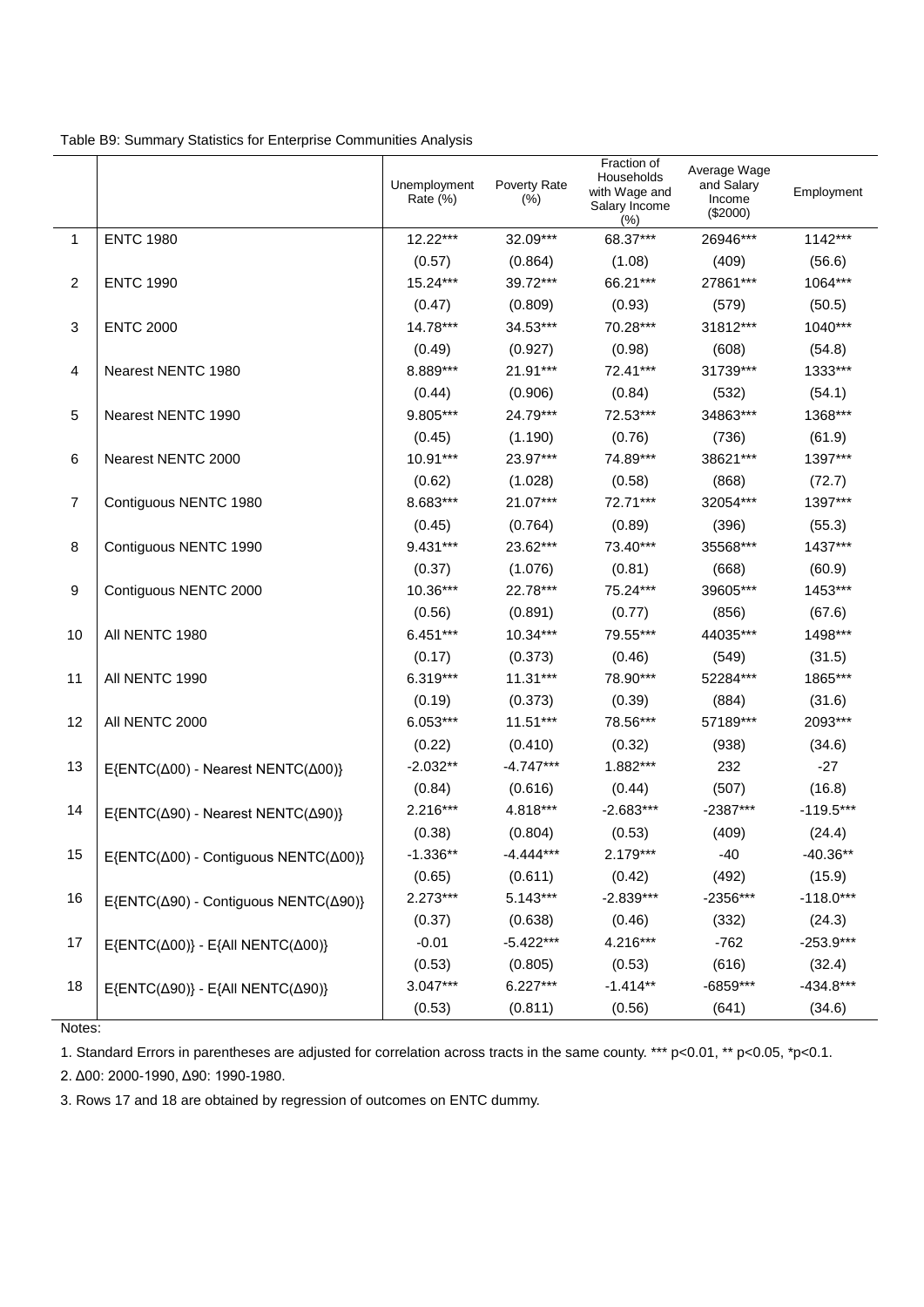Table B9: Summary Statistics for Enterprise Communities Analysis

| | | Unemployment Rate (%) | Poverty Rate (%) | Fraction of Households with Wage and Salary Income (%) | Average Wage and Salary Income ($2000) | Employment |
|---|---|---|---|---|---|---|
| 1 | ENTC 1980 | 12.22*** | 32.09*** | 68.37*** | 26946*** | 1142*** |
| | | (0.57) | (0.864) | (1.08) | (409) | (56.6) |
| 2 | ENTC 1990 | 15.24*** | 39.72*** | 66.21*** | 27861*** | 1064*** |
| | | (0.47) | (0.809) | (0.93) | (579) | (50.5) |
| 3 | ENTC 2000 | 14.78*** | 34.53*** | 70.28*** | 31812*** | 1040*** |
| | | (0.49) | (0.927) | (0.98) | (608) | (54.8) |
| 4 | Nearest NENTC 1980 | 8.889*** | 21.91*** | 72.41*** | 31739*** | 1333*** |
| | | (0.44) | (0.906) | (0.84) | (532) | (54.1) |
| 5 | Nearest NENTC 1990 | 9.805*** | 24.79*** | 72.53*** | 34863*** | 1368*** |
| | | (0.45) | (1.190) | (0.76) | (736) | (61.9) |
| 6 | Nearest NENTC 2000 | 10.91*** | 23.97*** | 74.89*** | 38621*** | 1397*** |
| | | (0.62) | (1.028) | (0.58) | (868) | (72.7) |
| 7 | Contiguous NENTC 1980 | 8.683*** | 21.07*** | 72.71*** | 32054*** | 1397*** |
| | | (0.45) | (0.764) | (0.89) | (396) | (55.3) |
| 8 | Contiguous NENTC 1990 | 9.431*** | 23.62*** | 73.40*** | 35568*** | 1437*** |
| | | (0.37) | (1.076) | (0.81) | (668) | (60.9) |
| 9 | Contiguous NENTC 2000 | 10.36*** | 22.78*** | 75.24*** | 39605*** | 1453*** |
| | | (0.56) | (0.891) | (0.77) | (856) | (67.6) |
| 10 | All NENTC 1980 | 6.451*** | 10.34*** | 79.55*** | 44035*** | 1498*** |
| | | (0.17) | (0.373) | (0.46) | (549) | (31.5) |
| 11 | All NENTC 1990 | 6.319*** | 11.31*** | 78.90*** | 52284*** | 1865*** |
| | | (0.19) | (0.373) | (0.39) | (884) | (31.6) |
| 12 | All NENTC 2000 | 6.053*** | 11.51*** | 78.56*** | 57189*** | 2093*** |
| | | (0.22) | (0.410) | (0.32) | (938) | (34.6) |
| 13 | E{ENTC(Δ00) - Nearest NENTC(Δ00)} | -2.032** | -4.747*** | 1.882*** | 232 | -27 |
| | | (0.84) | (0.616) | (0.44) | (507) | (16.8) |
| 14 | E{ENTC(Δ90) - Nearest NENTC(Δ90)} | 2.216*** | 4.818*** | -2.683*** | -2387*** | -119.5*** |
| | | (0.38) | (0.804) | (0.53) | (409) | (24.4) |
| 15 | E{ENTC(Δ00) - Contiguous NENTC(Δ00)} | -1.336** | -4.444*** | 2.179*** | -40 | -40.36** |
| | | (0.65) | (0.611) | (0.42) | (492) | (15.9) |
| 16 | E{ENTC(Δ90) - Contiguous NENTC(Δ90)} | 2.273*** | 5.143*** | -2.839*** | -2356*** | -118.0*** |
| | | (0.37) | (0.638) | (0.46) | (332) | (24.3) |
| 17 | E{ENTC(Δ00)} - E{All NENTC(Δ00)} | -0.01 | -5.422*** | 4.216*** | -762 | -253.9*** |
| | | (0.53) | (0.805) | (0.53) | (616) | (32.4) |
| 18 | E{ENTC(Δ90)} - E{All NENTC(Δ90)} | 3.047*** | 6.227*** | -1.414** | -6859*** | -434.8*** |
| | | (0.53) | (0.811) | (0.56) | (641) | (34.6) |

Notes:

1. Standard Errors in parentheses are adjusted for correlation across tracts in the same county. *** p<0.01, ** p<0.05, *p<0.1.

2. Δ00: 2000-1990, Δ90: 1990-1980.

3. Rows 17 and 18 are obtained by regression of outcomes on ENTC dummy.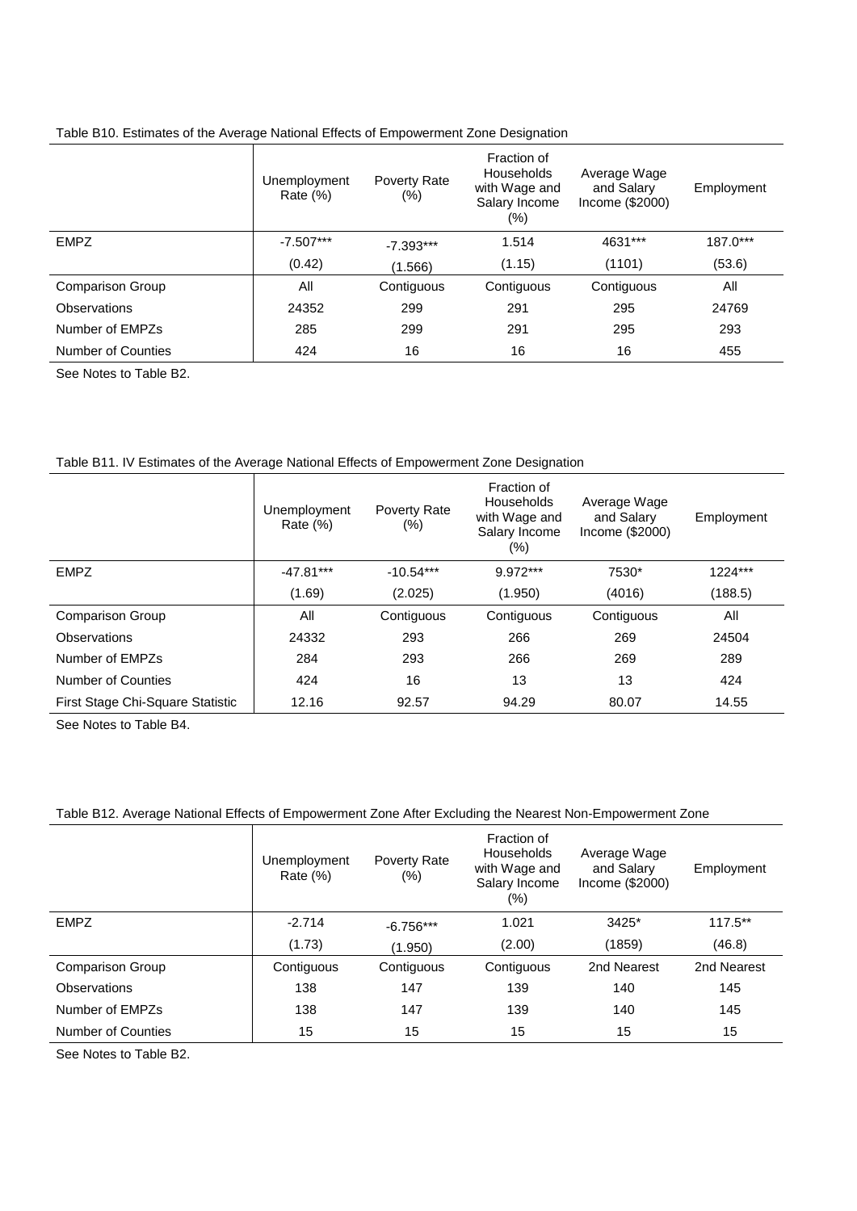Table B10. Estimates of the Average National Effects of Empowerment Zone Designation

| | Unemployment Rate (%) | Poverty Rate (%) | Fraction of Households with Wage and Salary Income (%) | Average Wage and Salary Income ($2000) | Employment |
|---|---|---|---|---|---|
| EMPZ | -7.507*** | -7.393*** | 1.514 | 4631*** | 187.0*** |
| | (0.42) | (1.566) | (1.15) | (1101) | (53.6) |
| Comparison Group | All | Contiguous | Contiguous | Contiguous | All |
| Observations | 24352 | 299 | 291 | 295 | 24769 |
| Number of EMPZs | 285 | 299 | 291 | 295 | 293 |
| Number of Counties | 424 | 16 | 16 | 16 | 455 |

See Notes to Table B2.

Table B11. IV Estimates of the Average National Effects of Empowerment Zone Designation

| | Unemployment Rate (%) | Poverty Rate (%) | Fraction of Households with Wage and Salary Income (%) | Average Wage and Salary Income ($2000) | Employment |
|---|---|---|---|---|---|
| EMPZ | -47.81*** | -10.54*** | 9.972*** | 7530* | 1224*** |
| | (1.69) | (2.025) | (1.950) | (4016) | (188.5) |
| Comparison Group | All | Contiguous | Contiguous | Contiguous | All |
| Observations | 24332 | 293 | 266 | 269 | 24504 |
| Number of EMPZs | 284 | 293 | 266 | 269 | 289 |
| Number of Counties | 424 | 16 | 13 | 13 | 424 |
| First Stage Chi-Square Statistic | 12.16 | 92.57 | 94.29 | 80.07 | 14.55 |

See Notes to Table B4.

Table B12. Average National Effects of Empowerment Zone After Excluding the Nearest Non-Empowerment Zone

| | Unemployment Rate (%) | Poverty Rate (%) | Fraction of Households with Wage and Salary Income (%) | Average Wage and Salary Income ($2000) | Employment |
|---|---|---|---|---|---|
| EMPZ | -2.714 | -6.756*** | 1.021 | 3425* | 117.5** |
| | (1.73) | (1.950) | (2.00) | (1859) | (46.8) |
| Comparison Group | Contiguous | Contiguous | Contiguous | 2nd Nearest | 2nd Nearest |
| Observations | 138 | 147 | 139 | 140 | 145 |
| Number of EMPZs | 138 | 147 | 139 | 140 | 145 |
| Number of Counties | 15 | 15 | 15 | 15 | 15 |

See Notes to Table B2.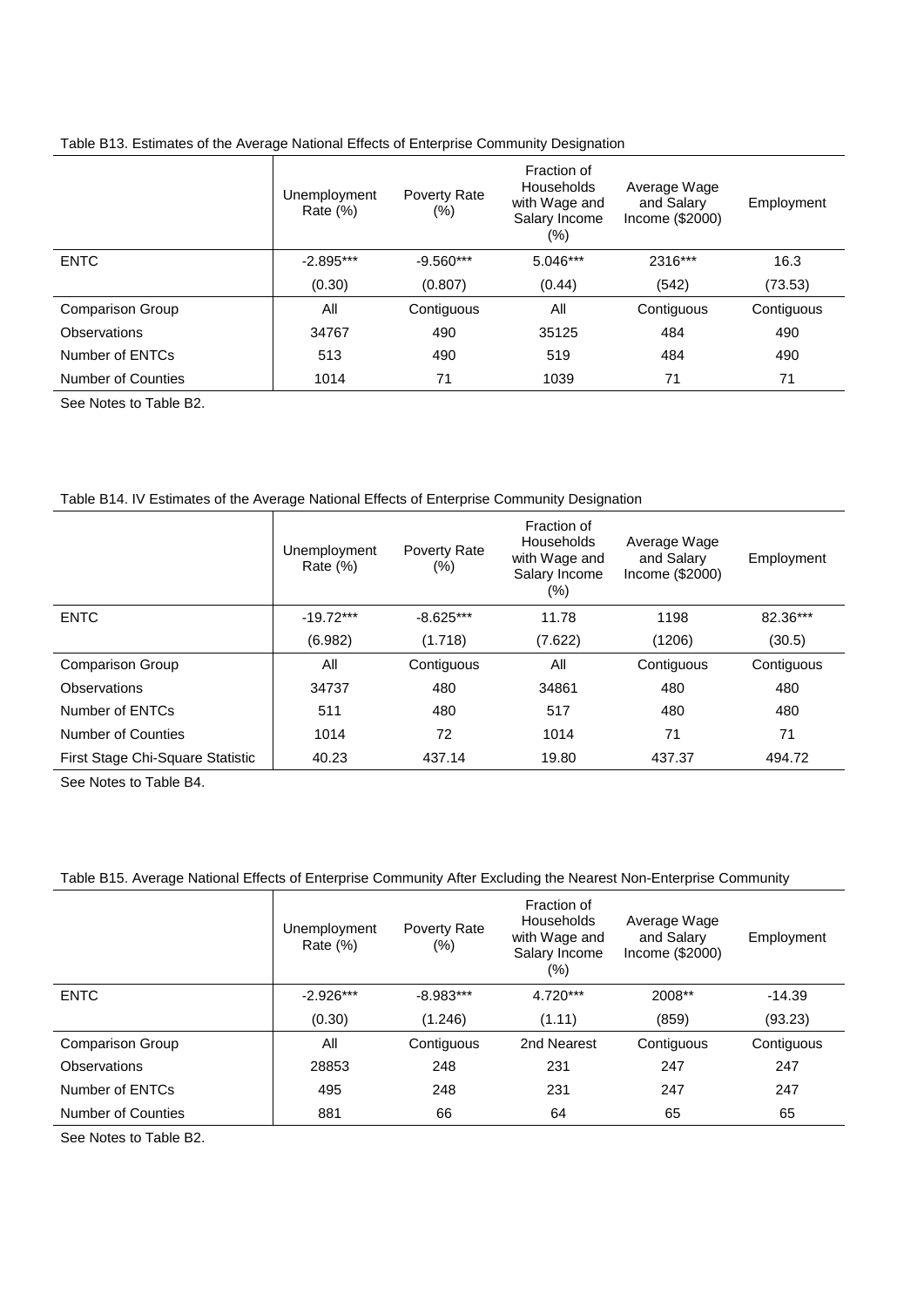Table B13. Estimates of the Average National Effects of Enterprise Community Designation

| | Unemployment Rate (%) | Poverty Rate (%) | Fraction of Households with Wage and Salary Income (%) | Average Wage and Salary Income ($2000) | Employment |
|---|---|---|---|---|---|
| ENTC | -2.895*** | -9.560*** | 5.046*** | 2316*** | 16.3 |
| | (0.30) | (0.807) | (0.44) | (542) | (73.53) |
| Comparison Group | All | Contiguous | All | Contiguous | Contiguous |
| Observations | 34767 | 490 | 35125 | 484 | 490 |
| Number of ENTCs | 513 | 490 | 519 | 484 | 490 |
| Number of Counties | 1014 | 71 | 1039 | 71 | 71 |

See Notes to Table B2.

Table B14. IV Estimates of the Average National Effects of Enterprise Community Designation

| | Unemployment Rate (%) | Poverty Rate (%) | Fraction of Households with Wage and Salary Income (%) | Average Wage and Salary Income ($2000) | Employment |
|---|---|---|---|---|---|
| ENTC | -19.72*** | -8.625*** | 11.78 | 1198 | 82.36*** |
| | (6.982) | (1.718) | (7.622) | (1206) | (30.5) |
| Comparison Group | All | Contiguous | All | Contiguous | Contiguous |
| Observations | 34737 | 480 | 34861 | 480 | 480 |
| Number of ENTCs | 511 | 480 | 517 | 480 | 480 |
| Number of Counties | 1014 | 72 | 1014 | 71 | 71 |
| First Stage Chi-Square Statistic | 40.23 | 437.14 | 19.80 | 437.37 | 494.72 |

See Notes to Table B4.

Table B15. Average National Effects of Enterprise Community After Excluding the Nearest Non-Enterprise Community

| | Unemployment Rate (%) | Poverty Rate (%) | Fraction of Households with Wage and Salary Income (%) | Average Wage and Salary Income ($2000) | Employment |
|---|---|---|---|---|---|
| ENTC | -2.926*** | -8.983*** | 4.720*** | 2008** | -14.39 |
| | (0.30) | (1.246) | (1.11) | (859) | (93.23) |
| Comparison Group | All | Contiguous | 2nd Nearest | Contiguous | Contiguous |
| Observations | 28853 | 248 | 231 | 247 | 247 |
| Number of ENTCs | 495 | 248 | 231 | 247 | 247 |
| Number of Counties | 881 | 66 | 64 | 65 | 65 |

See Notes to Table B2.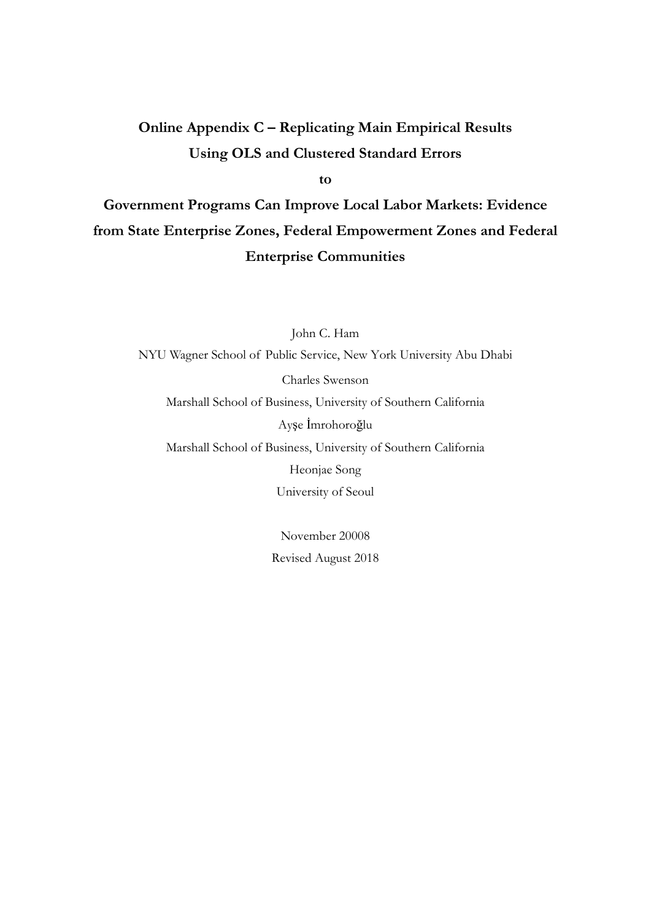# Online Appendix C – Replicating Main Empirical Results Using OLS and Clustered Standard Errors

**to**

# Government Programs Can Improve Local Labor Markets: Evidence from State Enterprise Zones, Federal Empowerment Zones and Federal Enterprise Communities

John C. Ham

NYU Wagner School of Public Service, New York University Abu Dhabi

Charles Swenson

Marshall School of Business, University of Southern California

Ayşe İmrohoroğlu

Marshall School of Business, University of Southern California

Heonjae Song

University of Seoul

November 20008

Revised August 2018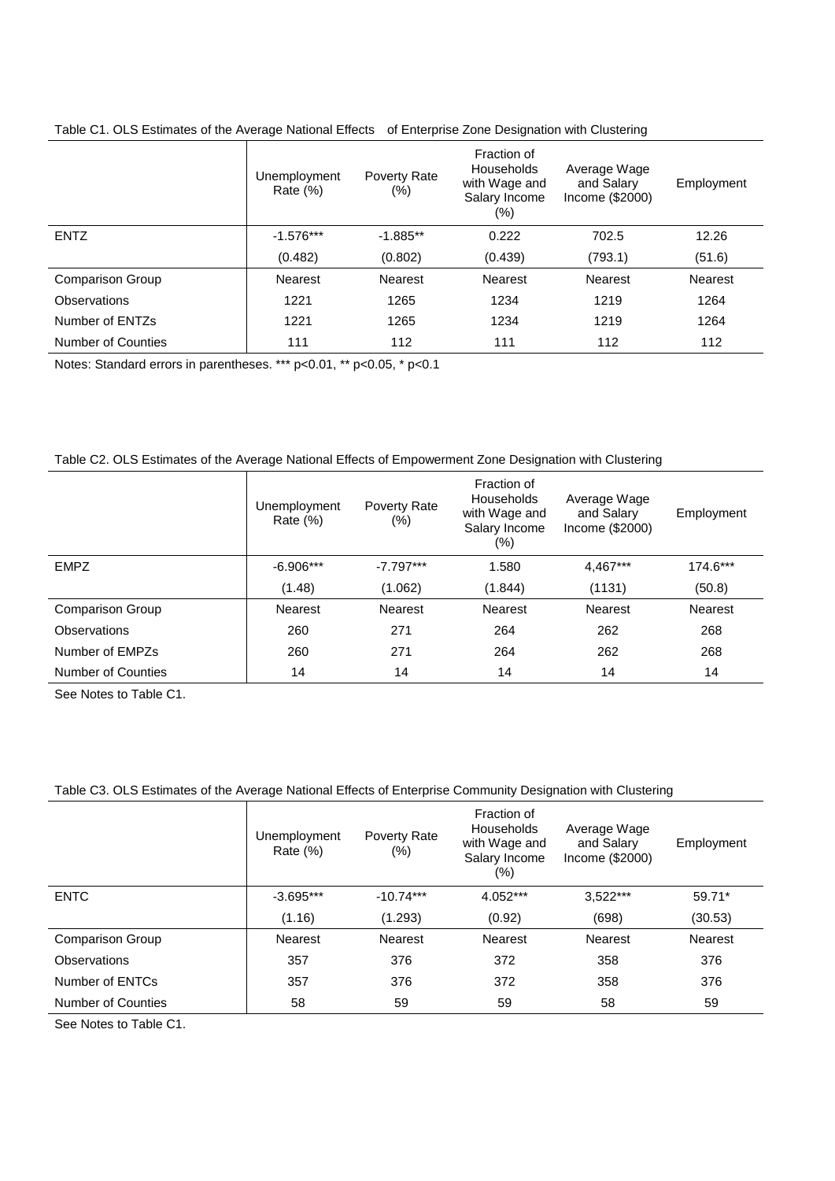Table C1. OLS Estimates of the Average National Effects of Enterprise Zone Designation with Clustering

| | Unemployment Rate (%) | Poverty Rate (%) | Fraction of Households with Wage and Salary Income (%) | Average Wage and Salary Income ($2000) | Employment |
|---|---|---|---|---|---|
| ENTZ | -1.576*** | -1.885** | 0.222 | 702.5 | 12.26 |
| | (0.482) | (0.802) | (0.439) | (793.1) | (51.6) |
| Comparison Group | Nearest | Nearest | Nearest | Nearest | Nearest |
| Observations | 1221 | 1265 | 1234 | 1219 | 1264 |
| Number of ENTZs | 1221 | 1265 | 1234 | 1219 | 1264 |
| Number of Counties | 111 | 112 | 111 | 112 | 112 |

Notes: Standard errors in parentheses. *** p<0.01, ** p<0.05, * p<0.1

Table C2. OLS Estimates of the Average National Effects of Empowerment Zone Designation with Clustering

| | Unemployment Rate (%) | Poverty Rate (%) | Fraction of Households with Wage and Salary Income (%) | Average Wage and Salary Income ($2000) | Employment |
|---|---|---|---|---|---|
| EMPZ | -6.906*** | -7.797*** | 1.580 | 4,467*** | 174.6*** |
| | (1.48) | (1.062) | (1.844) | (1131) | (50.8) |
| Comparison Group | Nearest | Nearest | Nearest | Nearest | Nearest |
| Observations | 260 | 271 | 264 | 262 | 268 |
| Number of EMPZs | 260 | 271 | 264 | 262 | 268 |
| Number of Counties | 14 | 14 | 14 | 14 | 14 |

See Notes to Table C1.

Table C3. OLS Estimates of the Average National Effects of Enterprise Community Designation with Clustering

| | Unemployment Rate (%) | Poverty Rate (%) | Fraction of Households with Wage and Salary Income (%) | Average Wage and Salary Income ($2000) | Employment |
|---|---|---|---|---|---|
| ENTC | -3.695*** | -10.74*** | 4.052*** | 3,522*** | 59.71* |
| | (1.16) | (1.293) | (0.92) | (698) | (30.53) |
| Comparison Group | Nearest | Nearest | Nearest | Nearest | Nearest |
| Observations | 357 | 376 | 372 | 358 | 376 |
| Number of ENTCs | 357 | 376 | 372 | 358 | 376 |
| Number of Counties | 58 | 59 | 59 | 58 | 59 |

See Notes to Table C1.